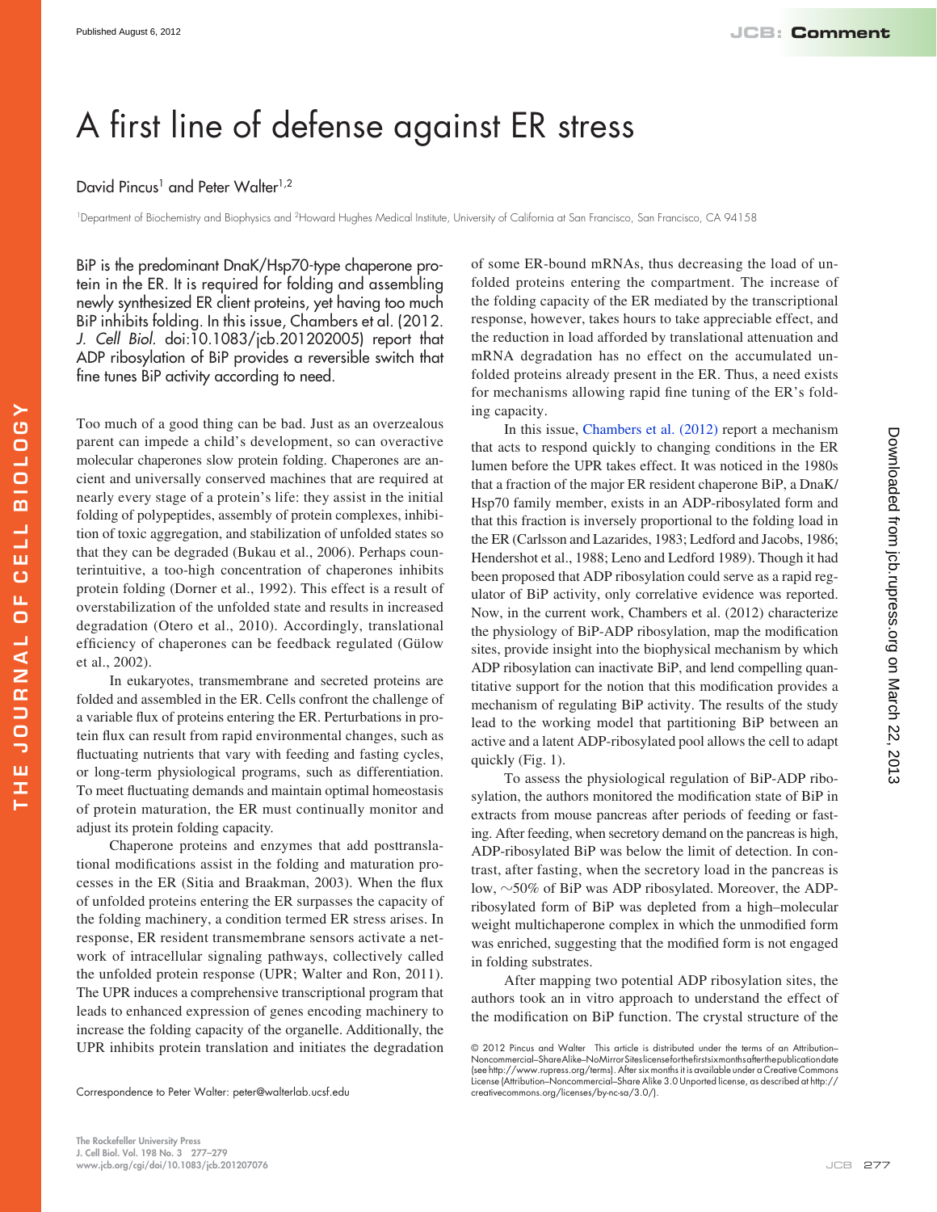# A first line of defense against ER stress

David Pincus[1] and Peter Walter[1,2]

[1]Department of Biochemistry and Biophysics and [2]Howard Hughes Medical Institute, University of California at San Francisco, San Francisco, CA 94158

**BiP is the predominant DnaK/Hsp70-type chaperone protein in the ER. It is required for folding and assembling newly synthesized ER client proteins, yet having too much BiP inhibits folding. In this issue, Chambers et al. (2012. *J. Cell Biol.* doi:10.1083/jcb.201202005) report that ADP ribosylation of BiP provides a reversible switch that fine tunes BiP activity according to need.**

Too much of a good thing can be bad. Just as an overzealous parent can impede a child's development, so can overactive molecular chaperones slow protein folding. Chaperones are ancient and universally conserved machines that are required at nearly every stage of a protein's life: they assist in the initial folding of polypeptides, assembly of protein complexes, inhibition of toxic aggregation, and stabilization of unfolded states so that they can be degraded (Bukau et al., 2006). Perhaps counterintuitive, a too-high concentration of chaperones inhibits protein folding (Dorner et al., 1992). This effect is a result of overstabilization of the unfolded state and results in increased degradation (Otero et al., 2010). Accordingly, translational efficiency of chaperones can be feedback regulated (Gülow et al., 2002).

In eukaryotes, transmembrane and secreted proteins are folded and assembled in the ER. Cells confront the challenge of a variable flux of proteins entering the ER. Perturbations in protein flux can result from rapid environmental changes, such as fluctuating nutrients that vary with feeding and fasting cycles, or long-term physiological programs, such as differentiation. To meet fluctuating demands and maintain optimal homeostasis of protein maturation, the ER must continually monitor and adjust its protein folding capacity.

Chaperone proteins and enzymes that add posttranslational modifications assist in the folding and maturation processes in the ER (Sitia and Braakman, 2003). When the flux of unfolded proteins entering the ER surpasses the capacity of the folding machinery, a condition termed ER stress arises. In response, ER resident transmembrane sensors activate a network of intracellular signaling pathways, collectively called the unfolded protein response (UPR; Walter and Ron, 2011). The UPR induces a comprehensive transcriptional program that leads to enhanced expression of genes encoding machinery to increase the folding capacity of the organelle. Additionally, the UPR inhibits protein translation and initiates the degradation of some ER-bound mRNAs, thus decreasing the load of unfolded proteins entering the compartment. The increase of the folding capacity of the ER mediated by the transcriptional response, however, takes hours to take appreciable effect, and the reduction in load afforded by translational attenuation and mRNA degradation has no effect on the accumulated unfolded proteins already present in the ER. Thus, a need exists for mechanisms allowing rapid fine tuning of the ER's folding capacity.

In this issue, Chambers et al. (2012) report a mechanism that acts to respond quickly to changing conditions in the ER lumen before the UPR takes effect. It was noticed in the 1980s that a fraction of the major ER resident chaperone BiP, a DnaK/Hsp70 family member, exists in an ADP-ribosylated form and that this fraction is inversely proportional to the folding load in the ER (Carlsson and Lazarides, 1983; Ledford and Jacobs, 1986; Hendershot et al., 1988; Leno and Ledford 1989). Though it had been proposed that ADP ribosylation could serve as a rapid regulator of BiP activity, only correlative evidence was reported. Now, in the current work, Chambers et al. (2012) characterize the physiology of BiP-ADP ribosylation, map the modification sites, provide insight into the biophysical mechanism by which ADP ribosylation can inactivate BiP, and lend compelling quantitative support for the notion that this modification provides a mechanism of regulating BiP activity. The results of the study lead to the working model that partitioning BiP between an active and a latent ADP-ribosylated pool allows the cell to adapt quickly (Fig. 1).

To assess the physiological regulation of BiP-ADP ribosylation, the authors monitored the modification state of BiP in extracts from mouse pancreas after periods of feeding or fasting. After feeding, when secretory demand on the pancreas is high, ADP-ribosylated BiP was below the limit of detection. In contrast, after fasting, when the secretory load in the pancreas is low, ~50% of BiP was ADP ribosylated. Moreover, the ADP-ribosylated form of BiP was depleted from a high–molecular weight multichaperone complex in which the unmodified form was enriched, suggesting that the modified form is not engaged in folding substrates.

After mapping two potential ADP ribosylation sites, the authors took an in vitro approach to understand the effect of the modification on BiP function. The crystal structure of the

Correspondence to Peter Walter: peter@walterlab.ucsf.edu

© 2012 Pincus and Walter This article is distributed under the terms of an Attribution–Noncommercial–Share Alike–No Mirror Sites license for the first six months after the publication date (see http://www.rupress.org/terms). After six months it is available under a Creative Commons License (Attribution–Noncommercial–Share Alike 3.0 Unported license, as described at http://creativecommons.org/licenses/by-nc-sa/3.0/).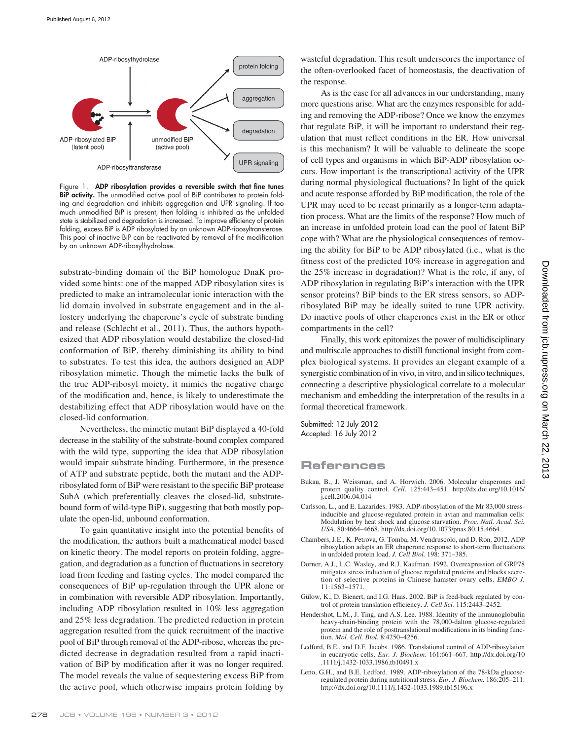ADP-ribosylhydrolase

protein folding

aggregation

degradation

UPR signaling

ADP-ribosylated BiP
(latent pool)

unmodified BiP
(active pool)

ADP-ribosyltransferase

Figure 1. **ADP ribosylation provides a reversible switch that fine tunes BiP activity.** The unmodified active pool of BiP contributes to protein folding and degradation and inhibits aggregation and UPR signaling. If too much unmodified BiP is present, then folding is inhibited as the unfolded state is stabilized and degradation is increased. To improve efficiency of protein folding, excess BiP is ADP ribosylated by an unknown ADP-ribosyltransferase. This pool of inactive BiP can be reactivated by removal of the modification by an unknown ADP-ribosylhydrolase.

substrate-binding domain of the BiP homologue DnaK provided some hints: one of the mapped ADP ribosylation sites is predicted to make an intramolecular ionic interaction with the lid domain involved in substrate engagement and in the allostery underlying the chaperone's cycle of substrate binding and release (Schlecht et al., 2011). Thus, the authors hypothesized that ADP ribosylation would destabilize the closed-lid conformation of BiP, thereby diminishing its ability to bind to substrates. To test this idea, the authors designed an ADP ribosylation mimetic. Though the mimetic lacks the bulk of the true ADP-ribosyl moiety, it mimics the negative charge of the modification and, hence, is likely to underestimate the destabilizing effect that ADP ribosylation would have on the closed-lid conformation.

Nevertheless, the mimetic mutant BiP displayed a 40-fold decrease in the stability of the substrate-bound complex compared with the wild type, supporting the idea that ADP ribosylation would impair substrate binding. Furthermore, in the presence of ATP and substrate peptide, both the mutant and the ADP-ribosylated form of BiP were resistant to the specific BiP protease SubA (which preferentially cleaves the closed-lid, substrate-bound form of wild-type BiP), suggesting that both mostly populate the open-lid, unbound conformation.

To gain quantitative insight into the potential benefits of the modification, the authors built a mathematical model based on kinetic theory. The model reports on protein folding, aggregation, and degradation as a function of fluctuations in secretory load from feeding and fasting cycles. The model compared the consequences of BiP up-regulation through the UPR alone or in combination with reversible ADP ribosylation. Importantly, including ADP ribosylation resulted in 10% less aggregation and 25% less degradation. The predicted reduction in protein aggregation resulted from the quick recruitment of the inactive pool of BiP through removal of the ADP-ribose, whereas the predicted decrease in degradation resulted from a rapid inactivation of BiP by modification after it was no longer required. The model reveals the value of sequestering excess BiP from the active pool, which otherwise impairs protein folding by wasteful degradation. This result underscores the importance of the often-overlooked facet of homeostasis, the deactivation of the response.

As is the case for all advances in our understanding, many more questions arise. What are the enzymes responsible for adding and removing the ADP-ribose? Once we know the enzymes that regulate BiP, it will be important to understand their regulation that must reflect conditions in the ER. How universal is this mechanism? It will be valuable to delineate the scope of cell types and organisms in which BiP-ADP ribosylation occurs. How important is the transcriptional activity of the UPR during normal physiological fluctuations? In light of the quick and acute response afforded by BiP modification, the role of the UPR may need to be recast primarily as a longer-term adaptation process. What are the limits of the response? How much of an increase in unfolded protein load can the pool of latent BiP cope with? What are the physiological consequences of removing the ability for BiP to be ADP ribosylated (i.e., what is the fitness cost of the predicted 10% increase in aggregation and the 25% increase in degradation)? What is the role, if any, of ADP ribosylation in regulating BiP's interaction with the UPR sensor proteins? BiP binds to the ER stress sensors, so ADP-ribosylated BiP may be ideally suited to tune UPR activity. Do inactive pools of other chaperones exist in the ER or other compartments in the cell?

Finally, this work epitomizes the power of multidisciplinary and multiscale approaches to distill functional insight from complex biological systems. It provides an elegant example of a synergistic combination of in vivo, in vitro, and in silico techniques, connecting a descriptive physiological correlate to a molecular mechanism and embedding the interpretation of the results in a formal theoretical framework.

Submitted: 12 July 2012
Accepted: 16 July 2012

## References

Bukau, B., J. Weissman, and A. Horwich. 2006. Molecular chaperones and protein quality control. *Cell*. 125:443–451. http://dx.doi.org/10.1016/j.cell.2006.04.014

Carlsson, L., and E. Lazarides. 1983. ADP-ribosylation of the Mr 83,000 stress-inducible and glucose-regulated protein in avian and mammalian cells: Modulation by heat shock and glucose starvation. *Proc. Natl. Acad. Sci. USA*. 80:4664–4668. http://dx.doi.org/10.1073/pnas.80.15.4664

Chambers, J.E., K. Petrova, G. Tomba, M. Vendruscolo, and D. Ron. 2012. ADP ribosylation adapts an ER chaperone response to short-term fluctuations in unfolded protein load. *J. Cell Biol.* 198: 371–385.

Dorner, A.J., L.C. Wasley, and R.J. Kaufman. 1992. Overexpression of GRP78 mitigates stress induction of glucose regulated proteins and blocks secretion of selective proteins in Chinese hamster ovary cells. *EMBO J.* 11:1563–1571.

Gülow, K., D. Bienert, and I.G. Haas. 2002. BiP is feed-back regulated by control of protein translation efficiency. *J. Cell Sci.* 115:2443–2452.

Hendershot, L.M., J. Ting, and A.S. Lee. 1988. Identity of the immunoglobulin heavy-chain-binding protein with the 78,000-dalton glucose-regulated protein and the role of posttranslational modifications in its binding function. *Mol. Cell. Biol.* 8:4250–4256.

Ledford, B.E., and D.F. Jacobs. 1986. Translational control of ADP-ribosylation in eucaryotic cells. *Eur. J. Biochem.* 161:661–667. http://dx.doi.org/10.1111/j.1432-1033.1986.tb10491.x

Leno, G.H., and B.E. Ledford. 1989. ADP-ribosylation of the 78-kDa glucose-regulated protein during nutritional stress. *Eur. J. Biochem.* 186:205–211. http://dx.doi.org/10.1111/j.1432-1033.1989.tb15196.x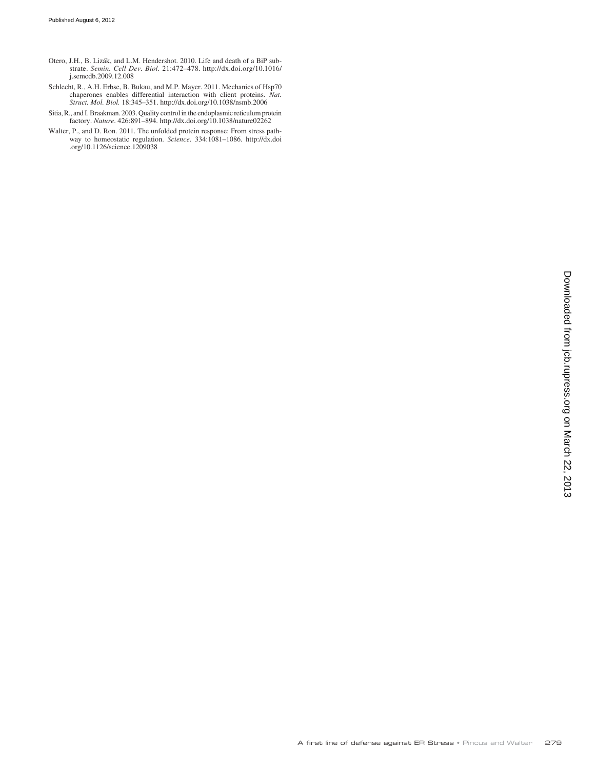Otero, J.H., B. Lizák, and L.M. Hendershot. 2010. Life and death of a BiP substrate. *Semin. Cell Dev. Biol.* 21:472–478. http://dx.doi.org/10.1016/j.semcdb.2009.12.008

Schlecht, R., A.H. Erbse, B. Bukau, and M.P. Mayer. 2011. Mechanics of Hsp70 chaperones enables differential interaction with client proteins. *Nat. Struct. Mol. Biol.* 18:345–351. http://dx.doi.org/10.1038/nsmb.2006

Sitia, R., and I. Braakman. 2003. Quality control in the endoplasmic reticulum protein factory. *Nature*. 426:891–894. http://dx.doi.org/10.1038/nature02262

Walter, P., and D. Ron. 2011. The unfolded protein response: From stress pathway to homeostatic regulation. *Science*. 334:1081–1086. http://dx.doi.org/10.1126/science.1209038